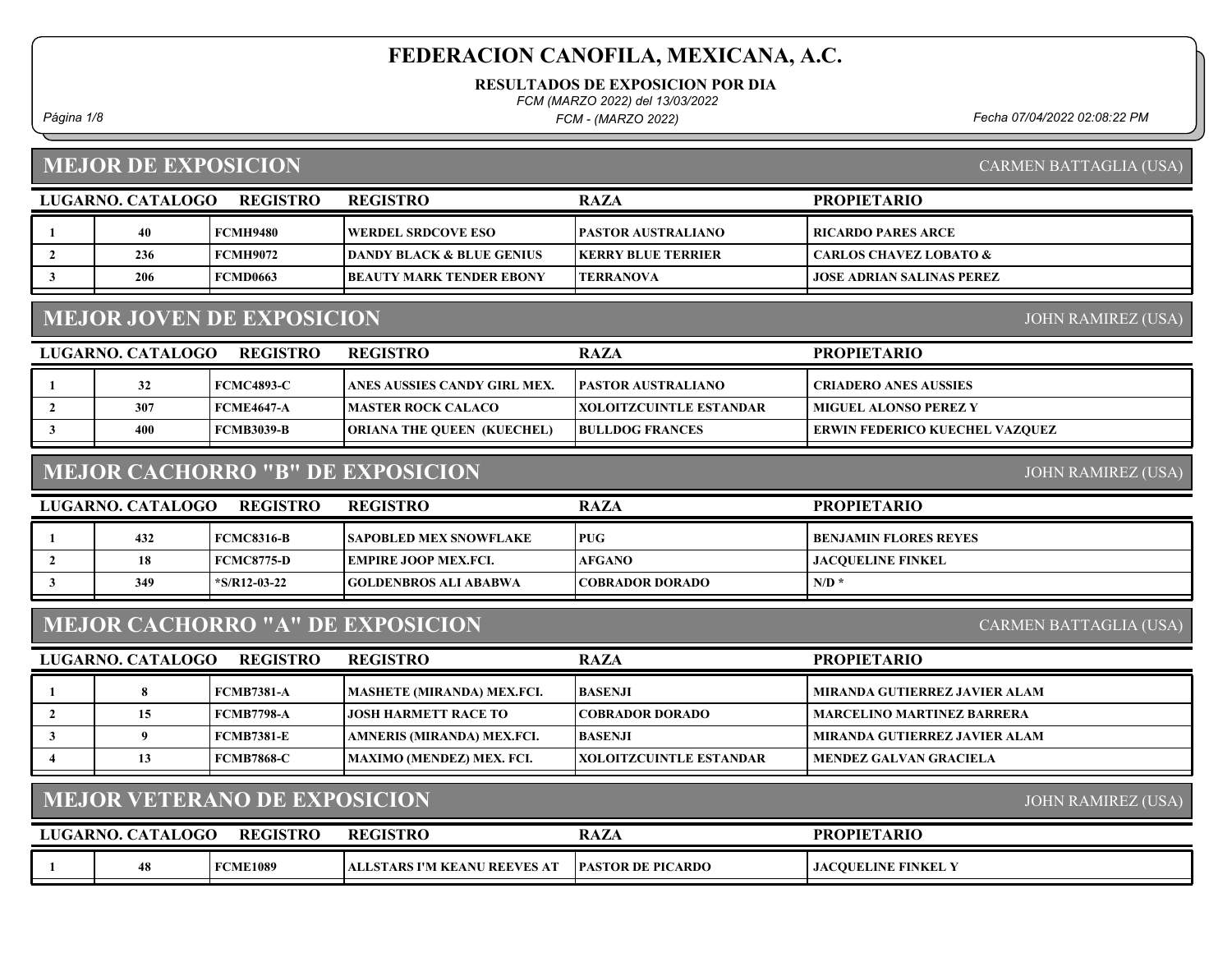# FEDERACION CANOFILA, MEXICANA, A.C.

**RESULTADOS DE EXPOSICION POR DIA**

*FCM (MARZO 2022) del 13/03/2022*

*FCM - (MARZO 2022)*

*Fecha 07/04/2022 02:08:22 PM*

## MEJOR DE EXPOSICION

CARMEN BATTAGLIA (USA)

| LUGAR | NO. CATALOGO | REGISTRO | REGISTRO | RAZA | PROPIETARIO |
|---|---|---|---|---|---|
| 1 | 40 | FCMH9480 | WERDEL SRDCOVE ESO | PASTOR AUSTRALIANO | RICARDO PARES ARCE |
| 2 | 236 | FCMH9072 | DANDY BLACK & BLUE GENIUS | KERRY BLUE TERRIER | CARLOS CHAVEZ LOBATO & |
| 3 | 206 | FCMD0663 | BEAUTY MARK TENDER EBONY | TERRANOVA | JOSE ADRIAN SALINAS PEREZ |

## MEJOR JOVEN DE EXPOSICION

JOHN RAMIREZ (USA)

| LUGAR | NO. CATALOGO | REGISTRO | REGISTRO | RAZA | PROPIETARIO |
|---|---|---|---|---|---|
| 1 | 32 | FCMC4893-C | ANES AUSSIES CANDY GIRL MEX. | PASTOR AUSTRALIANO | CRIADERO ANES AUSSIES |
| 2 | 307 | FCME4647-A | MASTER ROCK CALACO | XOLOITZCUINTLE ESTANDAR | MIGUEL ALONSO PEREZ Y |
| 3 | 400 | FCMB3039-B | ORIANA THE QUEEN (KUECHEL) | BULLDOG FRANCES | ERWIN FEDERICO KUECHEL VAZQUEZ |

## MEJOR CACHORRO "B" DE EXPOSICION

JOHN RAMIREZ (USA)

| LUGAR | NO. CATALOGO | REGISTRO | REGISTRO | RAZA | PROPIETARIO |
|---|---|---|---|---|---|
| 1 | 432 | FCMC8316-B | SAPOBLED MEX SNOWFLAKE | PUG | BENJAMIN FLORES REYES |
| 2 | 18 | FCMC8775-D | EMPIRE JOOP MEX.FCI. | AFGANO | JACQUELINE FINKEL |
| 3 | 349 | *S/R12-03-22 | GOLDENBROS ALI ABABWA | COBRADOR DORADO | N/D * |

## MEJOR CACHORRO "A" DE EXPOSICION

CARMEN BATTAGLIA (USA)

| LUGAR | NO. CATALOGO | REGISTRO | REGISTRO | RAZA | PROPIETARIO |
|---|---|---|---|---|---|
| 1 | 8 | FCMB7381-A | MASHETE (MIRANDA) MEX.FCI. | BASENJI | MIRANDA GUTIERREZ JAVIER ALAM |
| 2 | 15 | FCMB7798-A | JOSH HARMETT RACE TO | COBRADOR DORADO | MARCELINO MARTINEZ BARRERA |
| 3 | 9 | FCMB7381-E | AMNERIS (MIRANDA) MEX.FCI. | BASENJI | MIRANDA GUTIERREZ JAVIER ALAM |
| 4 | 13 | FCMB7868-C | MAXIMO (MENDEZ) MEX. FCI. | XOLOITZCUINTLE ESTANDAR | MENDEZ GALVAN GRACIELA |

## MEJOR VETERANO DE EXPOSICION

JOHN RAMIREZ (USA)

| LUGAR | NO. CATALOGO | REGISTRO | REGISTRO | RAZA | PROPIETARIO |
|---|---|---|---|---|---|
| 1 | 48 | FCME1089 | ALLSTARS I'M KEANU REEVES AT | PASTOR DE PICARDO | JACQUELINE FINKEL Y |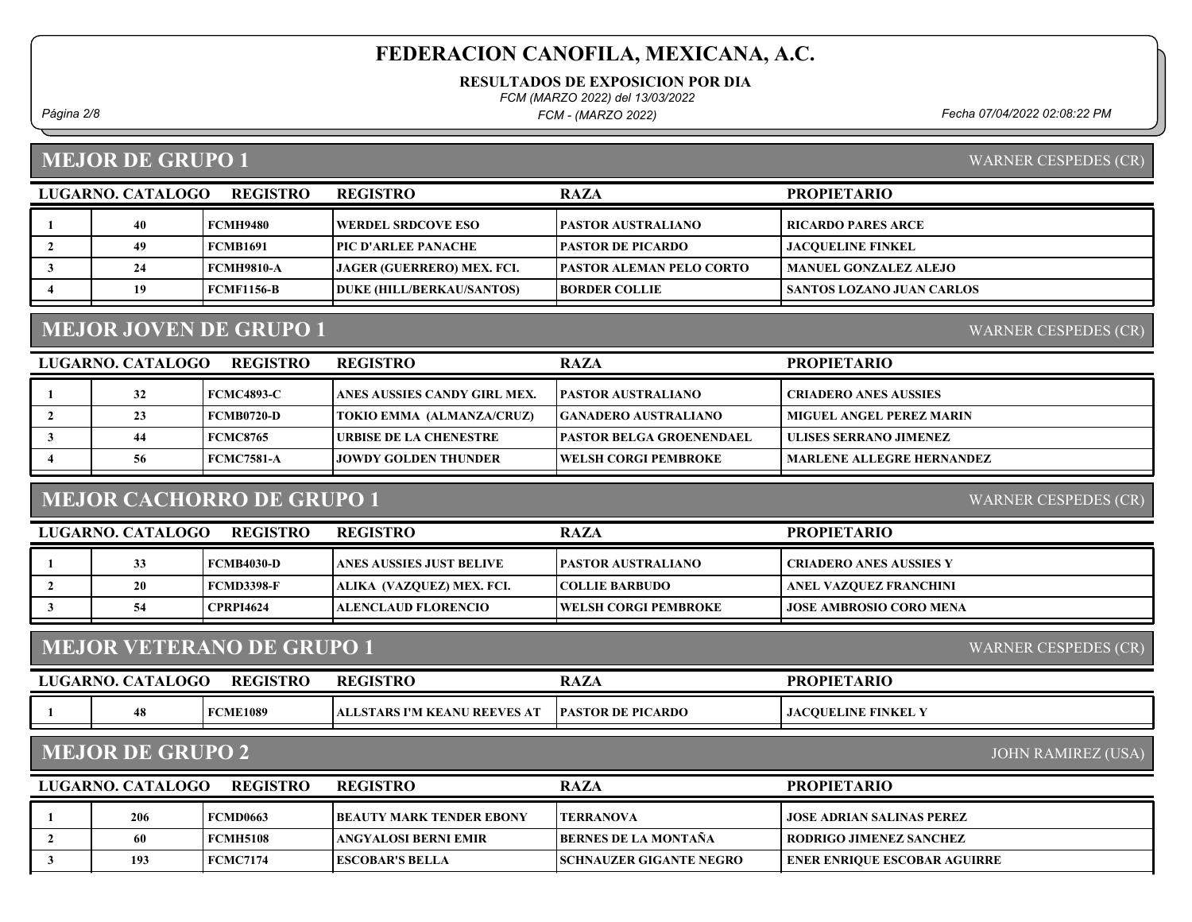## MEJOR DE GRUPO 1

WARNER CESPEDES (CR)

| LUGAR | NO. CATALOGO | REGISTRO | REGISTRO | RAZA | PROPIETARIO |
|---|---|---|---|---|---|
| 1 | 40 | FCMH9480 | WERDEL SRDCOVE ESO | PASTOR AUSTRALIANO | RICARDO PARES ARCE |
| 2 | 49 | FCMB1691 | PIC D'ARLEE PANACHE | PASTOR DE PICARDO | JACQUELINE FINKEL |
| 3 | 24 | FCMH9810-A | JAGER (GUERRERO) MEX. FCI. | PASTOR ALEMAN PELO CORTO | MANUEL GONZALEZ ALEJO |
| 4 | 19 | FCMF1156-B | DUKE (HILL/BERKAU/SANTOS) | BORDER COLLIE | SANTOS LOZANO JUAN CARLOS |

## MEJOR JOVEN DE GRUPO 1

WARNER CESPEDES (CR)

| LUGAR | NO. CATALOGO | REGISTRO | REGISTRO | RAZA | PROPIETARIO |
|---|---|---|---|---|---|
| 1 | 32 | FCMC4893-C | ANES AUSSIES CANDY GIRL MEX. | PASTOR AUSTRALIANO | CRIADERO ANES AUSSIES |
| 2 | 23 | FCMB0720-D | TOKIO EMMA (ALMANZA/CRUZ) | GANADERO AUSTRALIANO | MIGUEL ANGEL PEREZ MARIN |
| 3 | 44 | FCMC8765 | URBISE DE LA CHENESTRE | PASTOR BELGA GROENENDAEL | ULISES SERRANO JIMENEZ |
| 4 | 56 | FCMC7581-A | JOWDY GOLDEN THUNDER | WELSH CORGI PEMBROKE | MARLENE ALLEGRE HERNANDEZ |

## MEJOR CACHORRO DE GRUPO 1

WARNER CESPEDES (CR)

| LUGAR | NO. CATALOGO | REGISTRO | REGISTRO | RAZA | PROPIETARIO |
|---|---|---|---|---|---|
| 1 | 33 | FCMB4030-D | ANES AUSSIES JUST BELIVE | PASTOR AUSTRALIANO | CRIADERO ANES AUSSIES Y |
| 2 | 20 | FCMD3398-F | ALIKA (VAZQUEZ) MEX. FCI. | COLLIE BARBUDO | ANEL VAZQUEZ FRANCHINI |
| 3 | 54 | CPRPI4624 | ALENCLAUD FLORENCIO | WELSH CORGI PEMBROKE | JOSE AMBROSIO CORO MENA |

## MEJOR VETERANO DE GRUPO 1

WARNER CESPEDES (CR)

| LUGAR | NO. CATALOGO | REGISTRO | REGISTRO | RAZA | PROPIETARIO |
|---|---|---|---|---|---|
| 1 | 48 | FCME1089 | ALLSTARS I'M KEANU REEVES AT | PASTOR DE PICARDO | JACQUELINE FINKEL Y |

## MEJOR DE GRUPO 2

JOHN RAMIREZ (USA)

| LUGAR | NO. CATALOGO | REGISTRO | REGISTRO | RAZA | PROPIETARIO |
|---|---|---|---|---|---|
| 1 | 206 | FCMD0663 | BEAUTY MARK TENDER EBONY | TERRANOVA | JOSE ADRIAN SALINAS PEREZ |
| 2 | 60 | FCMH5108 | ANGYALOSI BERNI EMIR | BERNES DE LA MONTAÑA | RODRIGO JIMENEZ SANCHEZ |
| 3 | 193 | FCMC7174 | ESCOBAR'S BELLA | SCHNAUZER GIGANTE NEGRO | ENER ENRIQUE ESCOBAR AGUIRRE |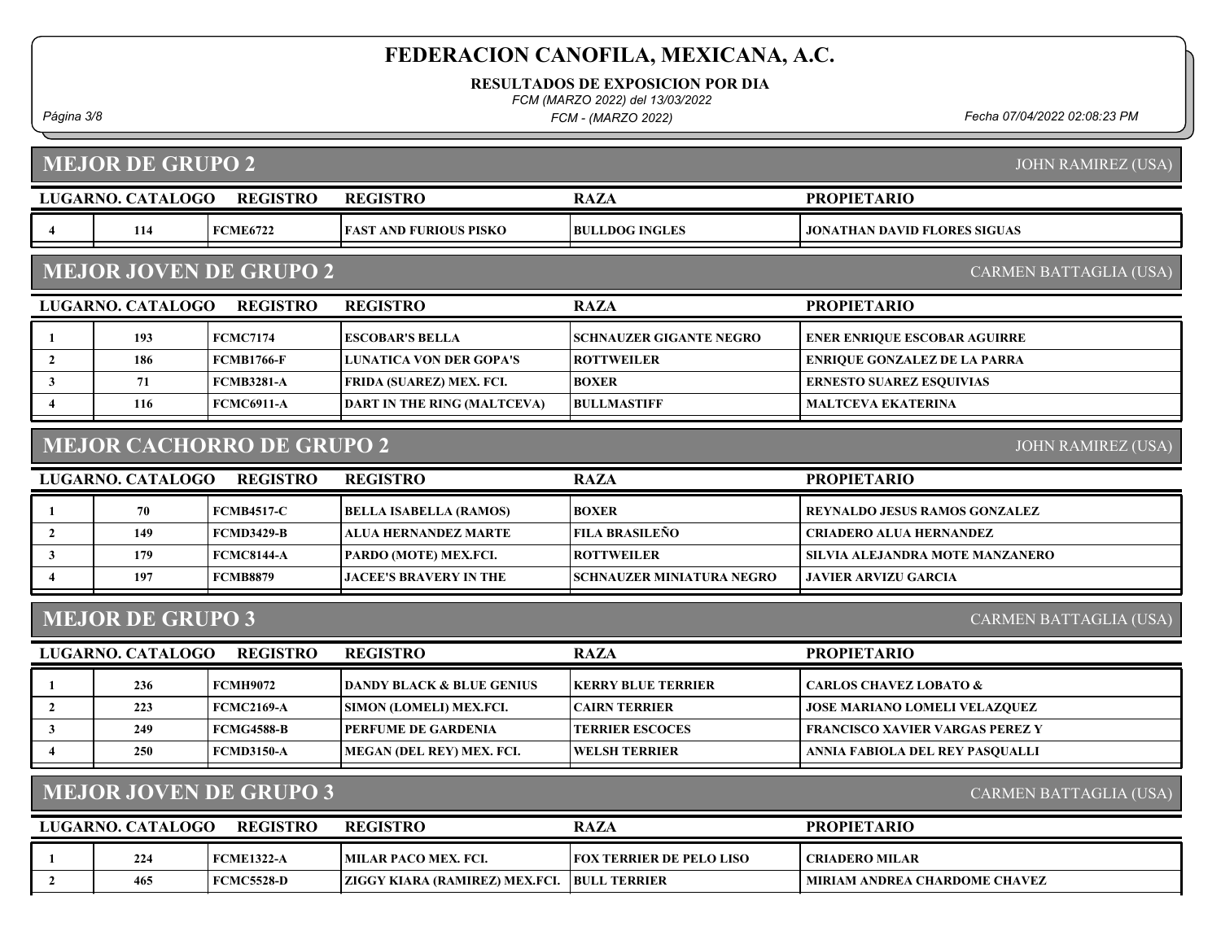# FEDERACION CANOFILA, MEXICANA, A.C.

**RESULTADOS DE EXPOSICION POR DIA**

*FCM (MARZO 2022) del 13/03/2022*

*FCM - (MARZO 2022)*

*Fecha 07/04/2022 02:08:23 PM*

## MEJOR DE GRUPO 2

JOHN RAMIREZ (USA)

| LUGAR | NO. CATALOGO | REGISTRO | REGISTRO | RAZA | PROPIETARIO |
|---|---|---|---|---|---|
| 4 | 114 | FCME6722 | FAST AND FURIOUS PISKO | BULLDOG INGLES | JONATHAN DAVID FLORES SIGUAS |

## MEJOR JOVEN DE GRUPO 2

CARMEN BATTAGLIA (USA)

| LUGAR | NO. CATALOGO | REGISTRO | REGISTRO | RAZA | PROPIETARIO |
|---|---|---|---|---|---|
| 1 | 193 | FCMC7174 | ESCOBAR'S BELLA | SCHNAUZER GIGANTE NEGRO | ENER ENRIQUE ESCOBAR AGUIRRE |
| 2 | 186 | FCMB1766-F | LUNATICA VON DER GOPA'S | ROTTWEILER | ENRIQUE GONZALEZ DE LA PARRA |
| 3 | 71 | FCMB3281-A | FRIDA (SUAREZ) MEX. FCI. | BOXER | ERNESTO SUAREZ ESQUIVIAS |
| 4 | 116 | FCMC6911-A | DART IN THE RING (MALTCEVA) | BULLMASTIFF | MALTCEVA EKATERINA |

## MEJOR CACHORRO DE GRUPO 2

JOHN RAMIREZ (USA)

| LUGAR | NO. CATALOGO | REGISTRO | REGISTRO | RAZA | PROPIETARIO |
|---|---|---|---|---|---|
| 1 | 70 | FCMB4517-C | BELLA ISABELLA (RAMOS) | BOXER | REYNALDO JESUS RAMOS GONZALEZ |
| 2 | 149 | FCMD3429-B | ALUA HERNANDEZ MARTE | FILA BRASILEÑO | CRIADERO ALUA HERNANDEZ |
| 3 | 179 | FCMC8144-A | PARDO (MOTE) MEX.FCI. | ROTTWEILER | SILVIA ALEJANDRA MOTE MANZANERO |
| 4 | 197 | FCMB8879 | JACEE'S BRAVERY IN THE | SCHNAUZER MINIATURA NEGRO | JAVIER ARVIZU GARCIA |

## MEJOR DE GRUPO 3

CARMEN BATTAGLIA (USA)

| LUGAR | NO. CATALOGO | REGISTRO | REGISTRO | RAZA | PROPIETARIO |
|---|---|---|---|---|---|
| 1 | 236 | FCMH9072 | DANDY BLACK & BLUE GENIUS | KERRY BLUE TERRIER | CARLOS CHAVEZ LOBATO & |
| 2 | 223 | FCMC2169-A | SIMON (LOMELI) MEX.FCI. | CAIRN TERRIER | JOSE MARIANO LOMELI VELAZQUEZ |
| 3 | 249 | FCMG4588-B | PERFUME DE GARDENIA | TERRIER ESCOCES | FRANCISCO XAVIER VARGAS PEREZ Y |
| 4 | 250 | FCMD3150-A | MEGAN (DEL REY) MEX. FCI. | WELSH TERRIER | ANNIA FABIOLA DEL REY PASQUALLI |

## MEJOR JOVEN DE GRUPO 3

CARMEN BATTAGLIA (USA)

| LUGAR | NO. CATALOGO | REGISTRO | REGISTRO | RAZA | PROPIETARIO |
|---|---|---|---|---|---|
| 1 | 224 | FCME1322-A | MILAR PACO MEX. FCI. | FOX TERRIER DE PELO LISO | CRIADERO MILAR |
| 2 | 465 | FCMC5528-D | ZIGGY KIARA (RAMIREZ) MEX.FCI. | BULL TERRIER | MIRIAM ANDREA CHARDOME CHAVEZ |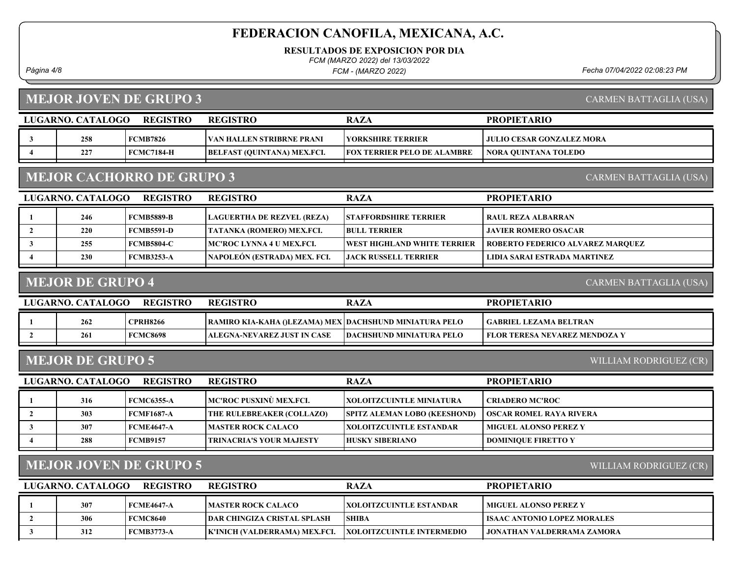# FEDERACION CANOFILA, MEXICANA, A.C.

**RESULTADOS DE EXPOSICION POR DIA**

*FCM (MARZO 2022) del 13/03/2022*

*FCM - (MARZO 2022)*

*Fecha 07/04/2022 02:08:23 PM*

## MEJOR JOVEN DE GRUPO 3

CARMEN BATTAGLIA (USA)

| LUGAR | NO. CATALOGO | REGISTRO | REGISTRO | RAZA | PROPIETARIO |
|---|---|---|---|---|---|
| 3 | 258 | FCMB7826 | VAN HALLEN STRIBRNE PRANI | YORKSHIRE TERRIER | JULIO CESAR GONZALEZ MORA |
| 4 | 227 | FCMC7184-H | BELFAST (QUINTANA) MEX.FCI. | FOX TERRIER PELO DE ALAMBRE | NORA QUINTANA TOLEDO |

## MEJOR CACHORRO DE GRUPO 3

CARMEN BATTAGLIA (USA)

| LUGAR | NO. CATALOGO | REGISTRO | REGISTRO | RAZA | PROPIETARIO |
|---|---|---|---|---|---|
| 1 | 246 | FCMB5889-B | LAGUERTHA DE REZVEL (REZA) | STAFFORDSHIRE TERRIER | RAUL REZA ALBARRAN |
| 2 | 220 | FCMB5591-D | TATANKA (ROMERO) MEX.FCI. | BULL TERRIER | JAVIER ROMERO OSACAR |
| 3 | 255 | FCMB5804-C | MC'ROC LYNNA 4 U MEX.FCI. | WEST HIGHLAND WHITE TERRIER | ROBERTO FEDERICO ALVAREZ MARQUEZ |
| 4 | 230 | FCMB3253-A | NAPOLEÓN (ESTRADA) MEX. FCI. | JACK RUSSELL TERRIER | LIDIA SARAI ESTRADA MARTINEZ |

## MEJOR DE GRUPO 4

CARMEN BATTAGLIA (USA)

| LUGAR | NO. CATALOGO | REGISTRO | REGISTRO | RAZA | PROPIETARIO |
|---|---|---|---|---|---|
| 1 | 262 | CPRH8266 | RAMIRO KIA-KAHA ()LEZAMA) MEX | DACHSHUND MINIATURA PELO | GABRIEL LEZAMA BELTRAN |
| 2 | 261 | FCMC8698 | ALEGNA-NEVAREZ JUST IN CASE | DACHSHUND MINIATURA PELO | FLOR TERESA NEVAREZ MENDOZA Y |

## MEJOR DE GRUPO 5

WILLIAM RODRIGUEZ (CR)

| LUGAR | NO. CATALOGO | REGISTRO | REGISTRO | RAZA | PROPIETARIO |
|---|---|---|---|---|---|
| 1 | 316 | FCMC6355-A | MC'ROC PUSXINÙ MEX.FCI. | XOLOITZCUINTLE MINIATURA | CRIADERO MC'ROC |
| 2 | 303 | FCMF1687-A | THE RULEBREAKER (COLLAZO) | SPITZ ALEMAN LOBO (KEESHOND) | OSCAR ROMEL RAYA RIVERA |
| 3 | 307 | FCME4647-A | MASTER ROCK CALACO | XOLOITZCUINTLE ESTANDAR | MIGUEL ALONSO PEREZ Y |
| 4 | 288 | FCMB9157 | TRINACRIA'S YOUR MAJESTY | HUSKY SIBERIANO | DOMINIQUE FIRETTO Y |

## MEJOR JOVEN DE GRUPO 5

WILLIAM RODRIGUEZ (CR)

| LUGAR | NO. CATALOGO | REGISTRO | REGISTRO | RAZA | PROPIETARIO |
|---|---|---|---|---|---|
| 1 | 307 | FCME4647-A | MASTER ROCK CALACO | XOLOITZCUINTLE ESTANDAR | MIGUEL ALONSO PEREZ Y |
| 2 | 306 | FCMC8640 | DAR CHINGIZA CRISTAL SPLASH | SHIBA | ISAAC ANTONIO LOPEZ MORALES |
| 3 | 312 | FCMB3773-A | K'INICH (VALDERRAMA) MEX.FCI. | XOLOITZCUINTLE INTERMEDIO | JONATHAN VALDERRAMA ZAMORA |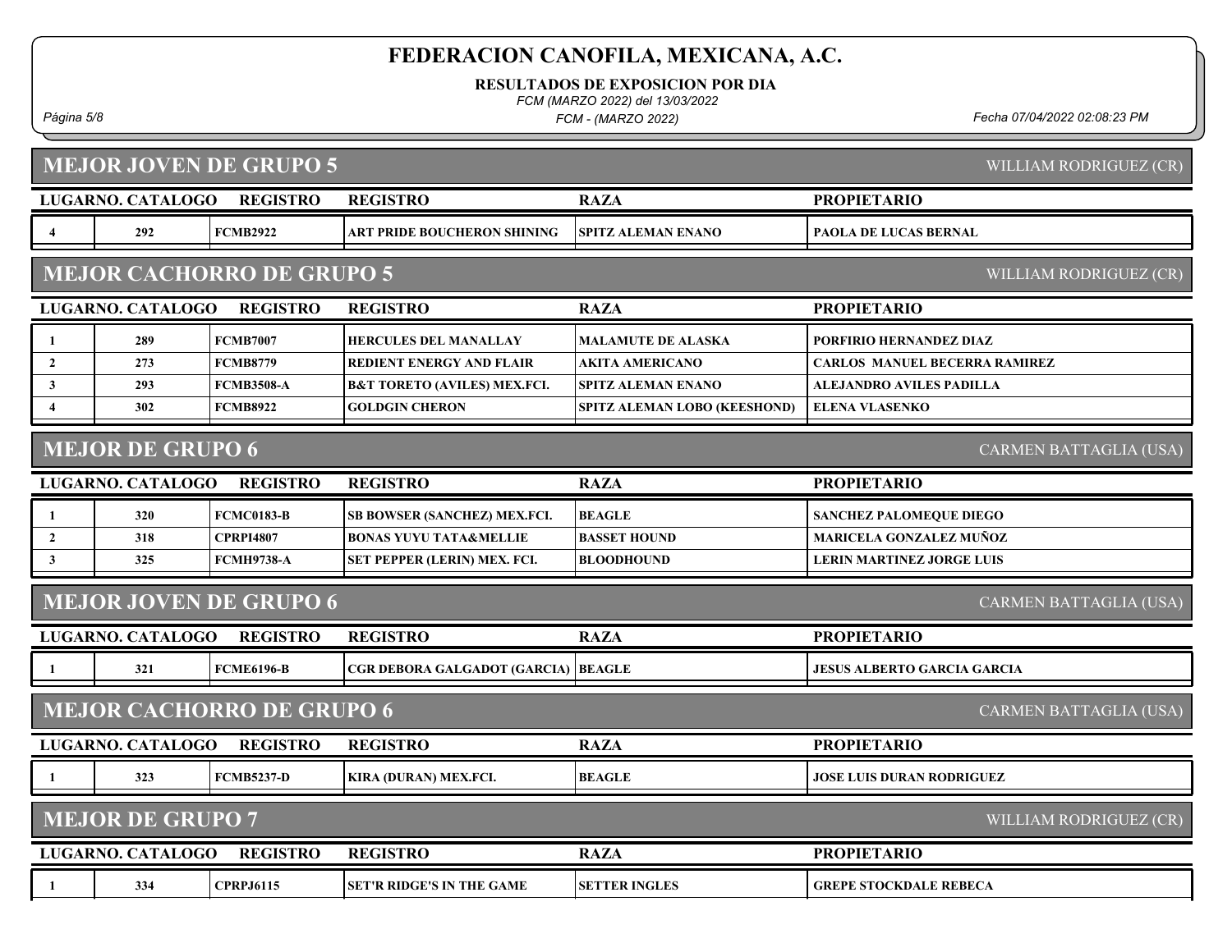# FEDERACION CANOFILA, MEXICANA, A.C.

**RESULTADOS DE EXPOSICION POR DIA**

*FCM (MARZO 2022) del 13/03/2022*

*FCM - (MARZO 2022)*

*Fecha 07/04/2022 02:08:23 PM*

## MEJOR JOVEN DE GRUPO 5

WILLIAM RODRIGUEZ (CR)

| LUGAR | NO. CATALOGO | REGISTRO | REGISTRO | RAZA | PROPIETARIO |
|---|---|---|---|---|---|
| 4 | 292 | FCMB2922 | ART PRIDE BOUCHERON SHINING | SPITZ ALEMAN ENANO | PAOLA DE LUCAS BERNAL |

## MEJOR CACHORRO DE GRUPO 5

WILLIAM RODRIGUEZ (CR)

| LUGAR | NO. CATALOGO | REGISTRO | REGISTRO | RAZA | PROPIETARIO |
|---|---|---|---|---|---|
| 1 | 289 | FCMB7007 | HERCULES DEL MANALLAY | MALAMUTE DE ALASKA | PORFIRIO HERNANDEZ DIAZ |
| 2 | 273 | FCMB8779 | REDIENT ENERGY AND FLAIR | AKITA AMERICANO | CARLOS MANUEL BECERRA RAMIREZ |
| 3 | 293 | FCMB3508-A | B&T TORETO (AVILES) MEX.FCI. | SPITZ ALEMAN ENANO | ALEJANDRO AVILES PADILLA |
| 4 | 302 | FCMB8922 | GOLDGIN CHERON | SPITZ ALEMAN LOBO (KEESHOND) | ELENA VLASENKO |

## MEJOR DE GRUPO 6

CARMEN BATTAGLIA (USA)

| LUGAR | NO. CATALOGO | REGISTRO | REGISTRO | RAZA | PROPIETARIO |
|---|---|---|---|---|---|
| 1 | 320 | FCMC0183-B | SB BOWSER (SANCHEZ) MEX.FCI. | BEAGLE | SANCHEZ PALOMEQUE DIEGO |
| 2 | 318 | CPRPI4807 | BONAS YUYU TATA&MELLIE | BASSET HOUND | MARICELA GONZALEZ MUÑOZ |
| 3 | 325 | FCMH9738-A | SET PEPPER (LERIN) MEX. FCI. | BLOODHOUND | LERIN MARTINEZ JORGE LUIS |

## MEJOR JOVEN DE GRUPO 6

CARMEN BATTAGLIA (USA)

| LUGAR | NO. CATALOGO | REGISTRO | REGISTRO | RAZA | PROPIETARIO |
|---|---|---|---|---|---|
| 1 | 321 | FCME6196-B | CGR DEBORA GALGADOT (GARCIA) | BEAGLE | JESUS ALBERTO GARCIA GARCIA |

## MEJOR CACHORRO DE GRUPO 6

CARMEN BATTAGLIA (USA)

| LUGAR | NO. CATALOGO | REGISTRO | REGISTRO | RAZA | PROPIETARIO |
|---|---|---|---|---|---|
| 1 | 323 | FCMB5237-D | KIRA (DURAN) MEX.FCI. | BEAGLE | JOSE LUIS DURAN RODRIGUEZ |

## MEJOR DE GRUPO 7

WILLIAM RODRIGUEZ (CR)

| LUGAR | NO. CATALOGO | REGISTRO | REGISTRO | RAZA | PROPIETARIO |
|---|---|---|---|---|---|
| 1 | 334 | CPRPJ6115 | SET'R RIDGE'S IN THE GAME | SETTER INGLES | GREPE STOCKDALE REBECA |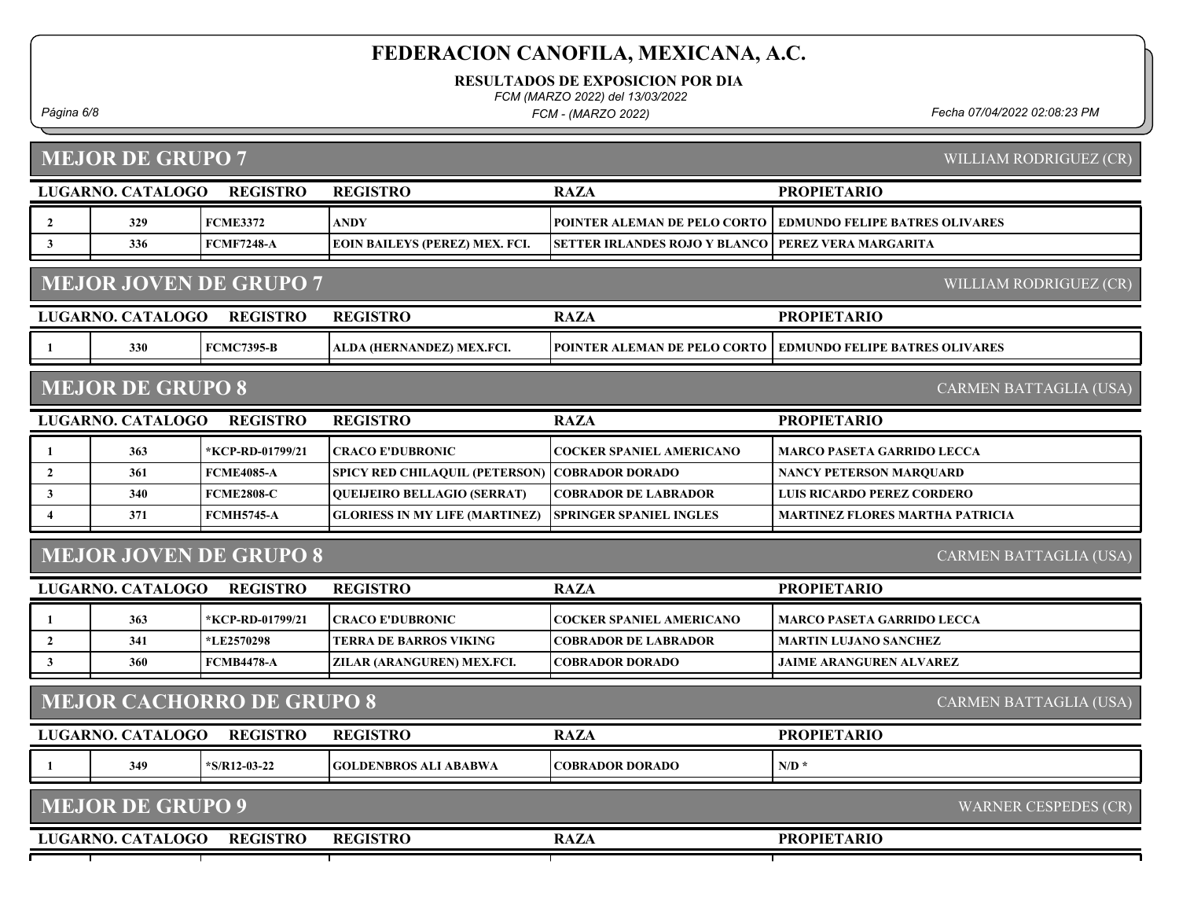# FEDERACION CANOFILA, MEXICANA, A.C.

**RESULTADOS DE EXPOSICION POR DIA**

*FCM (MARZO 2022) del 13/03/2022*

*FCM - (MARZO 2022)*

*Fecha 07/04/2022 02:08:23 PM*

## MEJOR DE GRUPO 7

WILLIAM RODRIGUEZ (CR)

| LUGAR | NO. CATALOGO | REGISTRO | REGISTRO | RAZA | PROPIETARIO |
|---|---|---|---|---|---|
| 2 | 329 | FCME3372 | ANDY | POINTER ALEMAN DE PELO CORTO | EDMUNDO FELIPE BATRES OLIVARES |
| 3 | 336 | FCMF7248-A | EOIN BAILEYS (PEREZ) MEX. FCI. | SETTER IRLANDES ROJO Y BLANCO | PEREZ VERA MARGARITA |

## MEJOR JOVEN DE GRUPO 7

WILLIAM RODRIGUEZ (CR)

| LUGAR | NO. CATALOGO | REGISTRO | REGISTRO | RAZA | PROPIETARIO |
|---|---|---|---|---|---|
| 1 | 330 | FCMC7395-B | ALDA (HERNANDEZ) MEX.FCI. | POINTER ALEMAN DE PELO CORTO | EDMUNDO FELIPE BATRES OLIVARES |

## MEJOR DE GRUPO 8

CARMEN BATTAGLIA (USA)

| LUGAR | NO. CATALOGO | REGISTRO | REGISTRO | RAZA | PROPIETARIO |
|---|---|---|---|---|---|
| 1 | 363 | *KCP-RD-01799/21 | CRACO E'DUBRONIC | COCKER SPANIEL AMERICANO | MARCO PASETA GARRIDO LECCA |
| 2 | 361 | FCME4085-A | SPICY RED CHILAQUIL (PETERSON) | COBRADOR DORADO | NANCY PETERSON MARQUARD |
| 3 | 340 | FCME2808-C | QUEIJEIRO BELLAGIO (SERRAT) | COBRADOR DE LABRADOR | LUIS RICARDO PEREZ CORDERO |
| 4 | 371 | FCMH5745-A | GLORIESS IN MY LIFE (MARTINEZ) | SPRINGER SPANIEL INGLES | MARTINEZ FLORES MARTHA PATRICIA |

## MEJOR JOVEN DE GRUPO 8

CARMEN BATTAGLIA (USA)

| LUGAR | NO. CATALOGO | REGISTRO | REGISTRO | RAZA | PROPIETARIO |
|---|---|---|---|---|---|
| 1 | 363 | *KCP-RD-01799/21 | CRACO E'DUBRONIC | COCKER SPANIEL AMERICANO | MARCO PASETA GARRIDO LECCA |
| 2 | 341 | *LE2570298 | TERRA DE BARROS VIKING | COBRADOR DE LABRADOR | MARTIN LUJANO SANCHEZ |
| 3 | 360 | FCMB4478-A | ZILAR (ARANGUREN) MEX.FCI. | COBRADOR DORADO | JAIME ARANGUREN ALVAREZ |

## MEJOR CACHORRO DE GRUPO 8

CARMEN BATTAGLIA (USA)

| LUGAR | NO. CATALOGO | REGISTRO | REGISTRO | RAZA | PROPIETARIO |
|---|---|---|---|---|---|
| 1 | 349 | *S/R12-03-22 | GOLDENBROS ALI ABABWA | COBRADOR DORADO | N/D * |

## MEJOR DE GRUPO 9

WARNER CESPEDES (CR)

| LUGAR | NO. CATALOGO | REGISTRO | REGISTRO | RAZA | PROPIETARIO |
|---|---|---|---|---|---|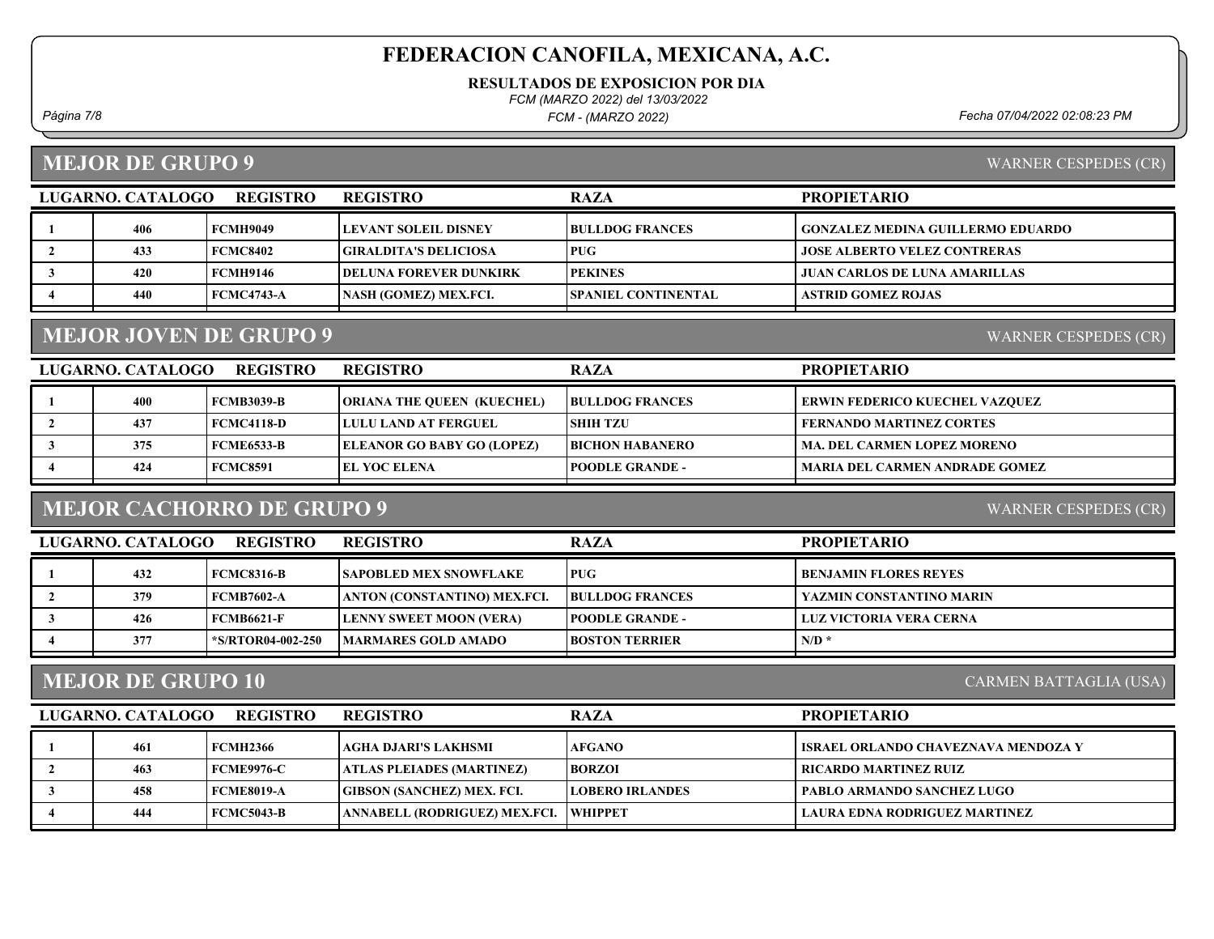# FEDERACION CANOFILA, MEXICANA, A.C.

**RESULTADOS DE EXPOSICION POR DIA**

*FCM (MARZO 2022) del 13/03/2022*

*FCM - (MARZO 2022)*

*Página 7/8* *Fecha 07/04/2022 02:08:23 PM*

## MEJOR DE GRUPO 9

WARNER CESPEDES (CR)

| LUGAR | NO. CATALOGO | REGISTRO | REGISTRO | RAZA | PROPIETARIO |
|---|---|---|---|---|---|
| 1 | 406 | FCMH9049 | LEVANT SOLEIL DISNEY | BULLDOG FRANCES | GONZALEZ MEDINA GUILLERMO EDUARDO |
| 2 | 433 | FCMC8402 | GIRALDITA'S DELICIOSA | PUG | JOSE ALBERTO VELEZ CONTRERAS |
| 3 | 420 | FCMH9146 | DELUNA FOREVER DUNKIRK | PEKINES | JUAN CARLOS DE LUNA AMARILLAS |
| 4 | 440 | FCMC4743-A | NASH (GOMEZ) MEX.FCI. | SPANIEL CONTINENTAL | ASTRID GOMEZ ROJAS |

## MEJOR JOVEN DE GRUPO 9

WARNER CESPEDES (CR)

| LUGAR | NO. CATALOGO | REGISTRO | REGISTRO | RAZA | PROPIETARIO |
|---|---|---|---|---|---|
| 1 | 400 | FCMB3039-B | ORIANA THE QUEEN (KUECHEL) | BULLDOG FRANCES | ERWIN FEDERICO KUECHEL VAZQUEZ |
| 2 | 437 | FCMC4118-D | LULU LAND AT FERGUEL | SHIH TZU | FERNANDO MARTINEZ CORTES |
| 3 | 375 | FCME6533-B | ELEANOR GO BABY GO (LOPEZ) | BICHON HABANERO | MA. DEL CARMEN LOPEZ MORENO |
| 4 | 424 | FCMC8591 | EL YOC ELENA | POODLE GRANDE - | MARIA DEL CARMEN ANDRADE GOMEZ |

## MEJOR CACHORRO DE GRUPO 9

WARNER CESPEDES (CR)

| LUGAR | NO. CATALOGO | REGISTRO | REGISTRO | RAZA | PROPIETARIO |
|---|---|---|---|---|---|
| 1 | 432 | FCMC8316-B | SAPOBLED MEX SNOWFLAKE | PUG | BENJAMIN FLORES REYES |
| 2 | 379 | FCMB7602-A | ANTON (CONSTANTINO) MEX.FCI. | BULLDOG FRANCES | YAZMIN CONSTANTINO MARIN |
| 3 | 426 | FCMB6621-F | LENNY SWEET MOON (VERA) | POODLE GRANDE - | LUZ VICTORIA VERA CERNA |
| 4 | 377 | *S/RTOR04-002-250 | MARMARES GOLD AMADO | BOSTON TERRIER | N/D * |

## MEJOR DE GRUPO 10

CARMEN BATTAGLIA (USA)

| LUGAR | NO. CATALOGO | REGISTRO | REGISTRO | RAZA | PROPIETARIO |
|---|---|---|---|---|---|
| 1 | 461 | FCMH2366 | AGHA DJARI'S LAKHSMI | AFGANO | ISRAEL ORLANDO CHAVEZNAVA MENDOZA Y |
| 2 | 463 | FCME9976-C | ATLAS PLEIADES (MARTINEZ) | BORZOI | RICARDO MARTINEZ RUIZ |
| 3 | 458 | FCME8019-A | GIBSON (SANCHEZ) MEX. FCI. | LOBERO IRLANDES | PABLO ARMANDO SANCHEZ LUGO |
| 4 | 444 | FCMC5043-B | ANNABELL (RODRIGUEZ) MEX.FCI. | WHIPPET | LAURA EDNA RODRIGUEZ MARTINEZ |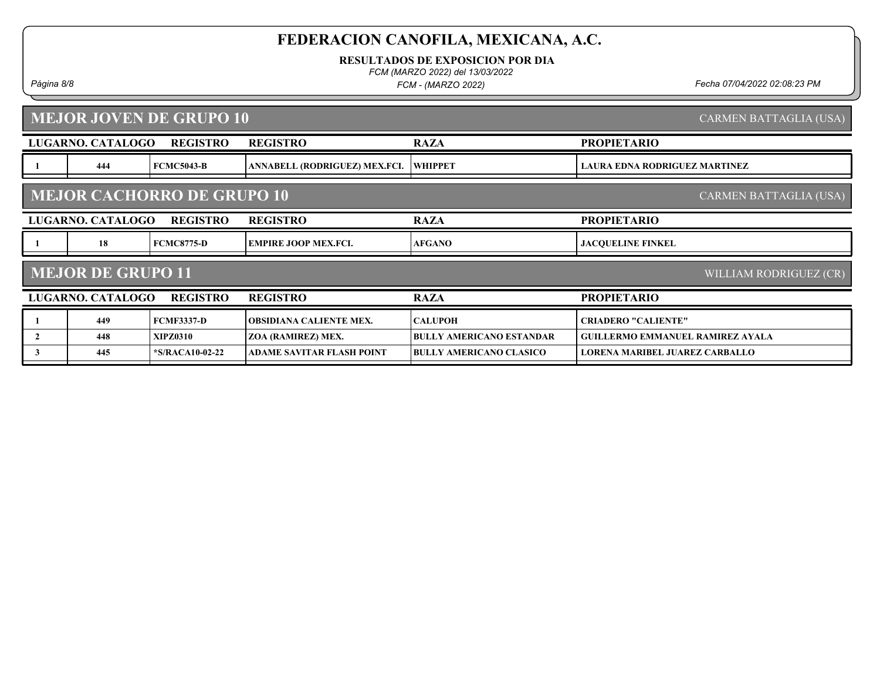# FEDERACION CANOFILA, MEXICANA, A.C.

**RESULTADOS DE EXPOSICION POR DIA**

*FCM (MARZO 2022) del 13/03/2022*

*FCM - (MARZO 2022)*

*Fecha 07/04/2022 02:08:23 PM*

## MEJOR JOVEN DE GRUPO 10

CARMEN BATTAGLIA (USA)

| LUGAR | NO. CATALOGO | REGISTRO | REGISTRO | RAZA | PROPIETARIO |
|---|---|---|---|---|---|
| 1 | 444 | FCMC5043-B | ANNABELL (RODRIGUEZ) MEX.FCI. | WHIPPET | LAURA EDNA RODRIGUEZ MARTINEZ |

## MEJOR CACHORRO DE GRUPO 10

CARMEN BATTAGLIA (USA)

| LUGAR | NO. CATALOGO | REGISTRO | REGISTRO | RAZA | PROPIETARIO |
|---|---|---|---|---|---|
| 1 | 18 | FCMC8775-D | EMPIRE JOOP MEX.FCI. | AFGANO | JACQUELINE FINKEL |

## MEJOR DE GRUPO 11

WILLIAM RODRIGUEZ (CR)

| LUGAR | NO. CATALOGO | REGISTRO | REGISTRO | RAZA | PROPIETARIO |
|---|---|---|---|---|---|
| 1 | 449 | FCMF3337-D | OBSIDIANA CALIENTE MEX. | CALUPOH | CRIADERO "CALIENTE" |
| 2 | 448 | XIPZ0310 | ZOA (RAMIREZ) MEX. | BULLY AMERICANO ESTANDAR | GUILLERMO EMMANUEL RAMIREZ AYALA |
| 3 | 445 | *S/RACA10-02-22 | ADAME SAVITAR FLASH POINT | BULLY AMERICANO CLASICO | LORENA MARIBEL JUAREZ CARBALLO |